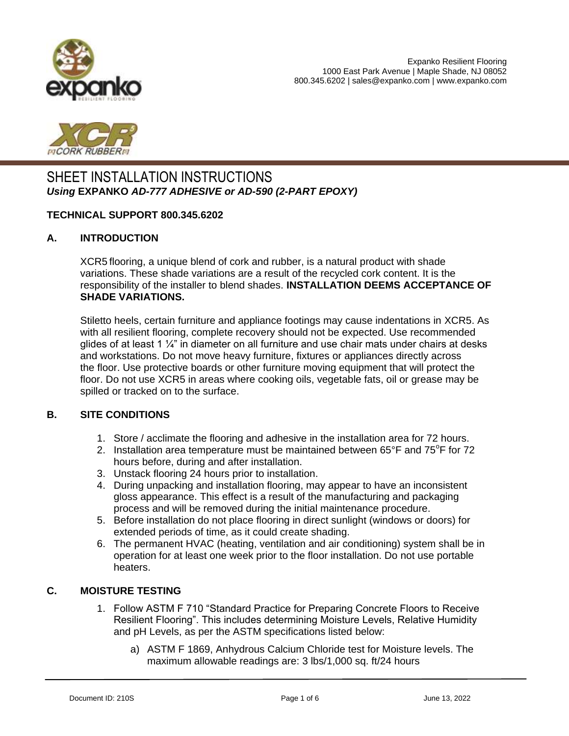Expanko Resilient Flooring
1000 East Park Avenue | Maple Shade, NJ 08052
800.345.6202 | sales@expanko.com | www.expanko.com

# SHEET INSTALLATION INSTRUCTIONS

***Using* EXPANKO *AD-777 ADHESIVE or AD-590 (2-PART EPOXY)***

**TECHNICAL SUPPORT 800.345.6202**

## A. INTRODUCTION

XCR5 flooring, a unique blend of cork and rubber, is a natural product with shade variations. These shade variations are a result of the recycled cork content. It is the responsibility of the installer to blend shades. **INSTALLATION DEEMS ACCEPTANCE OF SHADE VARIATIONS.**

Stiletto heels, certain furniture and appliance footings may cause indentations in XCR5. As with all resilient flooring, complete recovery should not be expected. Use recommended glides of at least 1 ¼" in diameter on all furniture and use chair mats under chairs at desks and workstations. Do not move heavy furniture, fixtures or appliances directly across the floor. Use protective boards or other furniture moving equipment that will protect the floor. Do not use XCR5 in areas where cooking oils, vegetable fats, oil or grease may be spilled or tracked on to the surface.

## B. SITE CONDITIONS

1. Store / acclimate the flooring and adhesive in the installation area for 72 hours.
2. Installation area temperature must be maintained between 65°F and 75°F for 72 hours before, during and after installation.
3. Unstack flooring 24 hours prior to installation.
4. During unpacking and installation flooring, may appear to have an inconsistent gloss appearance. This effect is a result of the manufacturing and packaging process and will be removed during the initial maintenance procedure.
5. Before installation do not place flooring in direct sunlight (windows or doors) for extended periods of time, as it could create shading.
6. The permanent HVAC (heating, ventilation and air conditioning) system shall be in operation for at least one week prior to the floor installation. Do not use portable heaters.

## C. MOISTURE TESTING

1. Follow ASTM F 710 "Standard Practice for Preparing Concrete Floors to Receive Resilient Flooring". This includes determining Moisture Levels, Relative Humidity and pH Levels, as per the ASTM specifications listed below:
   a) ASTM F 1869, Anhydrous Calcium Chloride test for Moisture levels. The maximum allowable readings are: 3 lbs/1,000 sq. ft/24 hours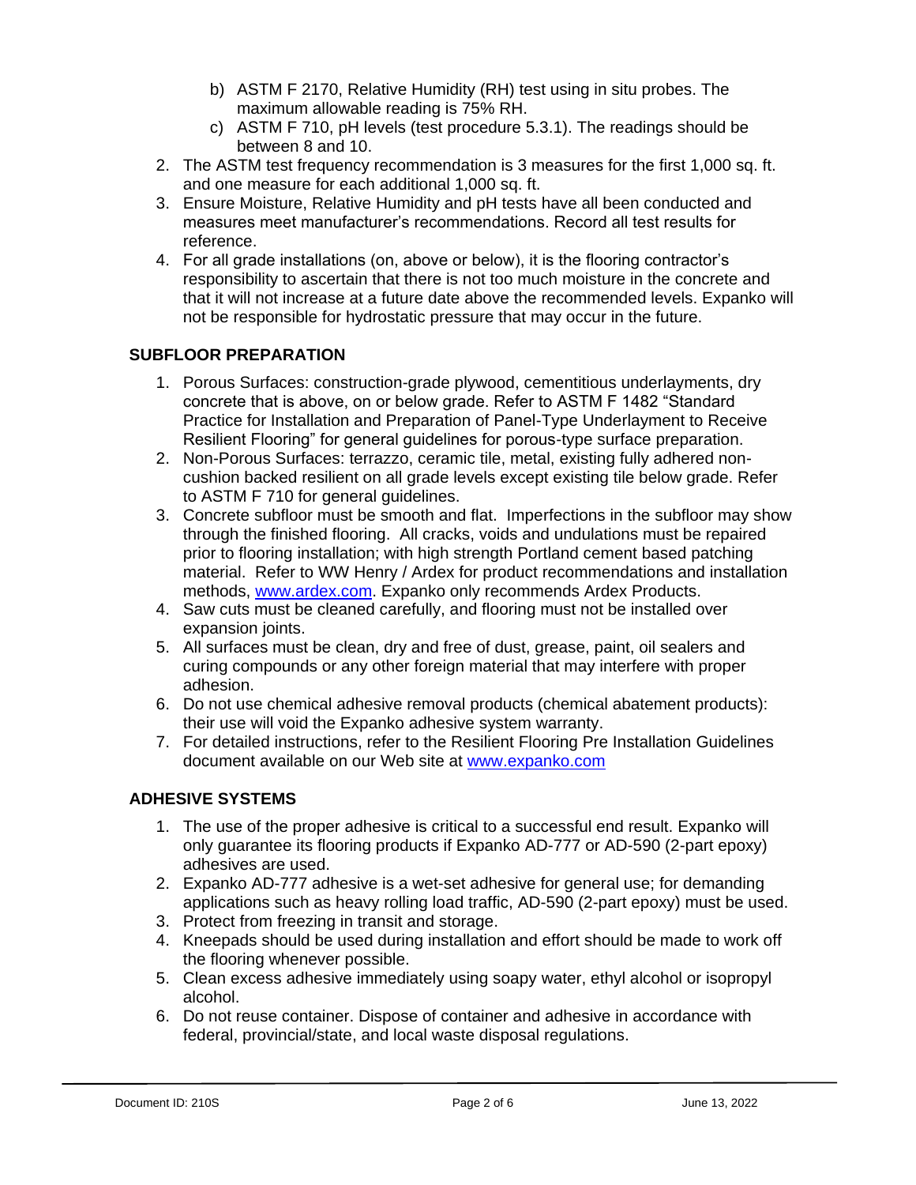b) ASTM F 2170, Relative Humidity (RH) test using in situ probes. The maximum allowable reading is 75% RH.
   c) ASTM F 710, pH levels (test procedure 5.3.1). The readings should be between 8 and 10.
2. The ASTM test frequency recommendation is 3 measures for the first 1,000 sq. ft. and one measure for each additional 1,000 sq. ft.
3. Ensure Moisture, Relative Humidity and pH tests have all been conducted and measures meet manufacturer's recommendations. Record all test results for reference.
4. For all grade installations (on, above or below), it is the flooring contractor's responsibility to ascertain that there is not too much moisture in the concrete and that it will not increase at a future date above the recommended levels. Expanko will not be responsible for hydrostatic pressure that may occur in the future.

## SUBFLOOR PREPARATION

1. Porous Surfaces: construction-grade plywood, cementitious underlayments, dry concrete that is above, on or below grade. Refer to ASTM F 1482 "Standard Practice for Installation and Preparation of Panel-Type Underlayment to Receive Resilient Flooring" for general guidelines for porous-type surface preparation.
2. Non-Porous Surfaces: terrazzo, ceramic tile, metal, existing fully adhered non-cushion backed resilient on all grade levels except existing tile below grade. Refer to ASTM F 710 for general guidelines.
3. Concrete subfloor must be smooth and flat. Imperfections in the subfloor may show through the finished flooring. All cracks, voids and undulations must be repaired prior to flooring installation; with high strength Portland cement based patching material. Refer to WW Henry / Ardex for product recommendations and installation methods, www.ardex.com. Expanko only recommends Ardex Products.
4. Saw cuts must be cleaned carefully, and flooring must not be installed over expansion joints.
5. All surfaces must be clean, dry and free of dust, grease, paint, oil sealers and curing compounds or any other foreign material that may interfere with proper adhesion.
6. Do not use chemical adhesive removal products (chemical abatement products): their use will void the Expanko adhesive system warranty.
7. For detailed instructions, refer to the Resilient Flooring Pre Installation Guidelines document available on our Web site at www.expanko.com

## ADHESIVE SYSTEMS

1. The use of the proper adhesive is critical to a successful end result. Expanko will only guarantee its flooring products if Expanko AD-777 or AD-590 (2-part epoxy) adhesives are used.
2. Expanko AD-777 adhesive is a wet-set adhesive for general use; for demanding applications such as heavy rolling load traffic, AD-590 (2-part epoxy) must be used.
3. Protect from freezing in transit and storage.
4. Kneepads should be used during installation and effort should be made to work off the flooring whenever possible.
5. Clean excess adhesive immediately using soapy water, ethyl alcohol or isopropyl alcohol.
6. Do not reuse container. Dispose of container and adhesive in accordance with federal, provincial/state, and local waste disposal regulations.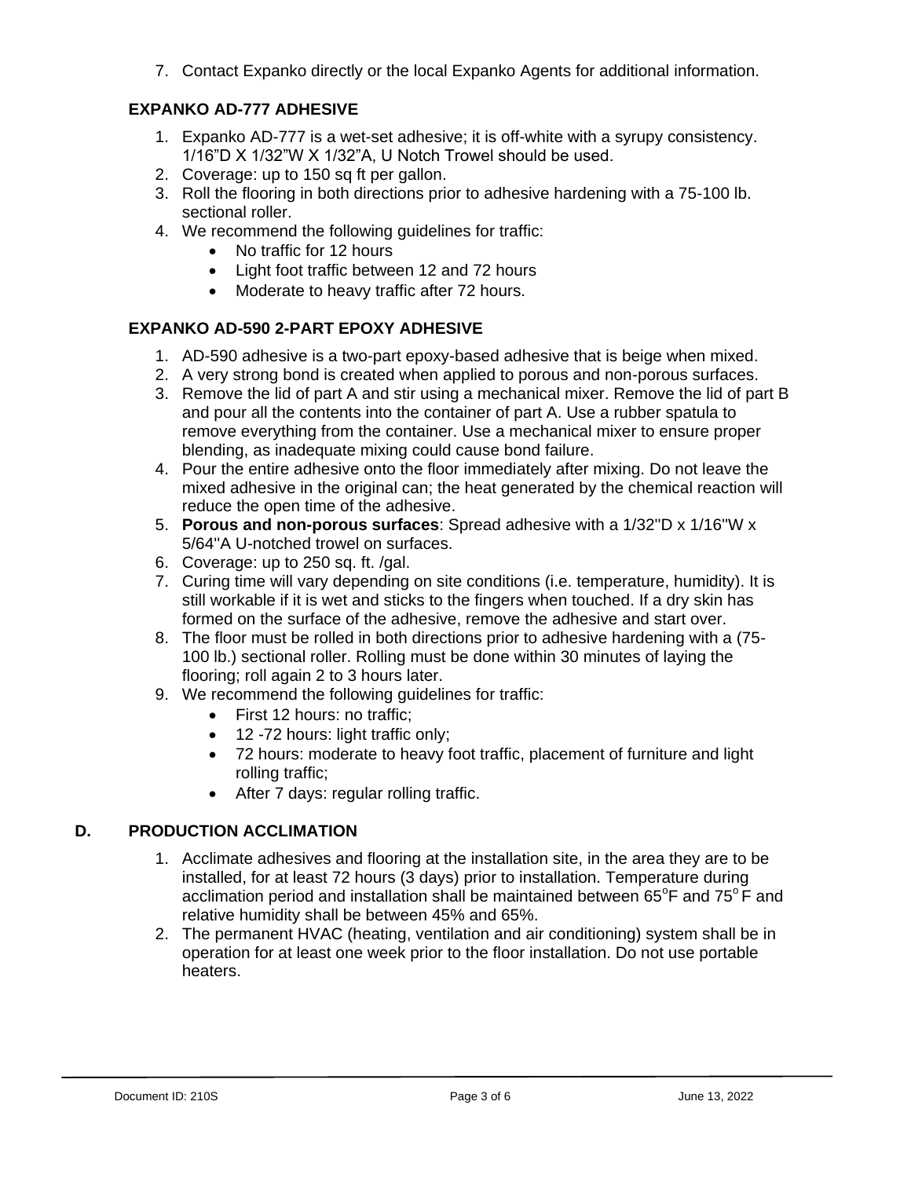7. Contact Expanko directly or the local Expanko Agents for additional information.

### EXPANKO AD-777 ADHESIVE

1. Expanko AD-777 is a wet-set adhesive; it is off-white with a syrupy consistency. 1/16"D X 1/32"W X 1/32"A, U Notch Trowel should be used.
2. Coverage: up to 150 sq ft per gallon.
3. Roll the flooring in both directions prior to adhesive hardening with a 75-100 lb. sectional roller.
4. We recommend the following guidelines for traffic:
   - No traffic for 12 hours
   - Light foot traffic between 12 and 72 hours
   - Moderate to heavy traffic after 72 hours.

### EXPANKO AD-590 2-PART EPOXY ADHESIVE

1. AD-590 adhesive is a two-part epoxy-based adhesive that is beige when mixed.
2. A very strong bond is created when applied to porous and non-porous surfaces.
3. Remove the lid of part A and stir using a mechanical mixer. Remove the lid of part B and pour all the contents into the container of part A. Use a rubber spatula to remove everything from the container. Use a mechanical mixer to ensure proper blending, as inadequate mixing could cause bond failure.
4. Pour the entire adhesive onto the floor immediately after mixing. Do not leave the mixed adhesive in the original can; the heat generated by the chemical reaction will reduce the open time of the adhesive.
5. **Porous and non-porous surfaces**: Spread adhesive with a 1/32"D x 1/16"W x 5/64"A U-notched trowel on surfaces.
6. Coverage: up to 250 sq. ft. /gal.
7. Curing time will vary depending on site conditions (i.e. temperature, humidity). It is still workable if it is wet and sticks to the fingers when touched. If a dry skin has formed on the surface of the adhesive, remove the adhesive and start over.
8. The floor must be rolled in both directions prior to adhesive hardening with a (75-100 lb.) sectional roller. Rolling must be done within 30 minutes of laying the flooring; roll again 2 to 3 hours later.
9. We recommend the following guidelines for traffic:
   - First 12 hours: no traffic;
   - 12 -72 hours: light traffic only;
   - 72 hours: moderate to heavy foot traffic, placement of furniture and light rolling traffic;
   - After 7 days: regular rolling traffic.

## D. PRODUCTION ACCLIMATION

1. Acclimate adhesives and flooring at the installation site, in the area they are to be installed, for at least 72 hours (3 days) prior to installation. Temperature during acclimation period and installation shall be maintained between 65°F and 75°F and relative humidity shall be between 45% and 65%.
2. The permanent HVAC (heating, ventilation and air conditioning) system shall be in operation for at least one week prior to the floor installation. Do not use portable heaters.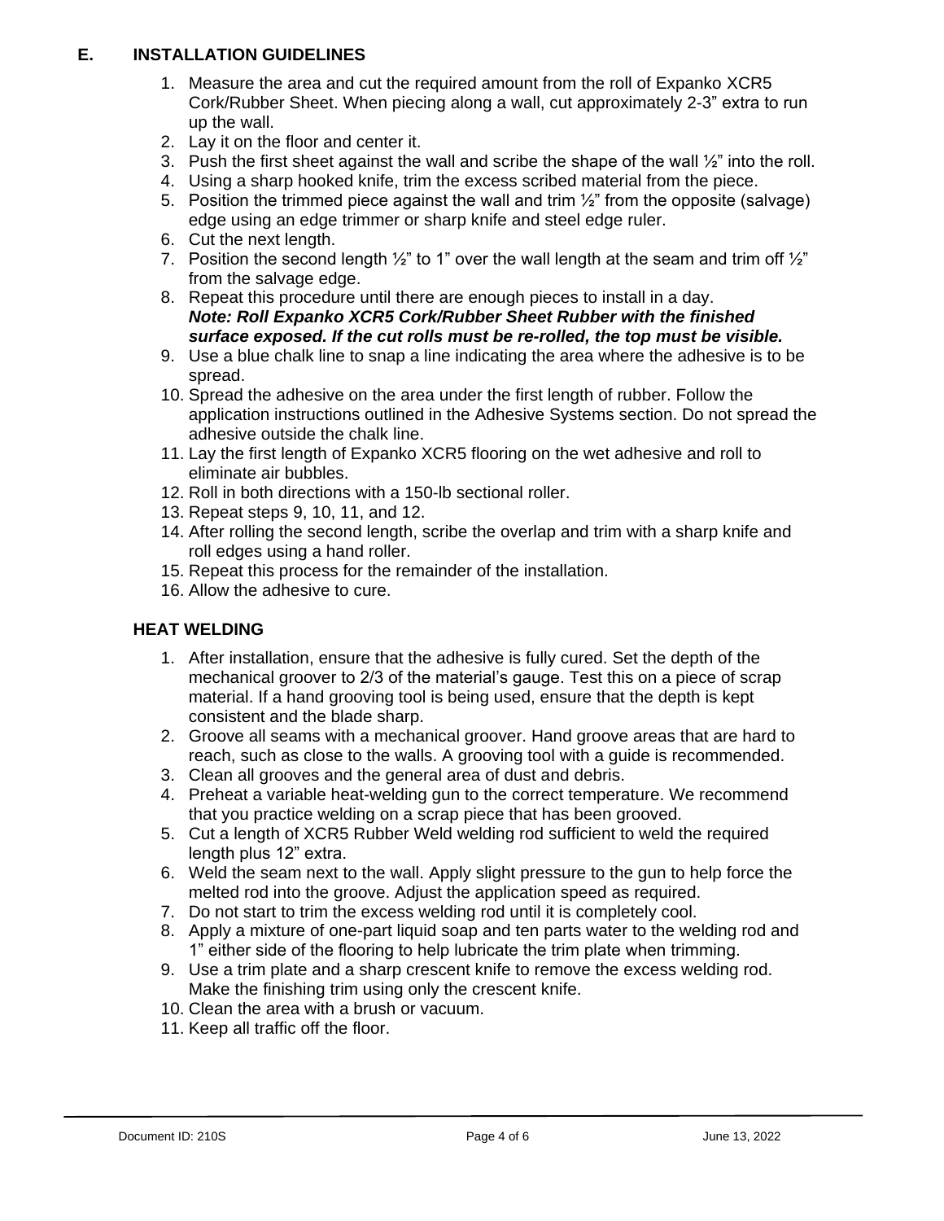## E. INSTALLATION GUIDELINES

1. Measure the area and cut the required amount from the roll of Expanko XCR5 Cork/Rubber Sheet. When piecing along a wall, cut approximately 2-3" extra to run up the wall.
2. Lay it on the floor and center it.
3. Push the first sheet against the wall and scribe the shape of the wall ½" into the roll.
4. Using a sharp hooked knife, trim the excess scribed material from the piece.
5. Position the trimmed piece against the wall and trim ½" from the opposite (salvage) edge using an edge trimmer or sharp knife and steel edge ruler.
6. Cut the next length.
7. Position the second length ½" to 1" over the wall length at the seam and trim off ½" from the salvage edge.
8. Repeat this procedure until there are enough pieces to install in a day.
   ***Note: Roll Expanko XCR5 Cork/Rubber Sheet Rubber with the finished surface exposed. If the cut rolls must be re-rolled, the top must be visible.***
9. Use a blue chalk line to snap a line indicating the area where the adhesive is to be spread.
10. Spread the adhesive on the area under the first length of rubber. Follow the application instructions outlined in the Adhesive Systems section. Do not spread the adhesive outside the chalk line.
11. Lay the first length of Expanko XCR5 flooring on the wet adhesive and roll to eliminate air bubbles.
12. Roll in both directions with a 150-lb sectional roller.
13. Repeat steps 9, 10, 11, and 12.
14. After rolling the second length, scribe the overlap and trim with a sharp knife and roll edges using a hand roller.
15. Repeat this process for the remainder of the installation.
16. Allow the adhesive to cure.

### HEAT WELDING

1. After installation, ensure that the adhesive is fully cured. Set the depth of the mechanical groover to 2/3 of the material's gauge. Test this on a piece of scrap material. If a hand grooving tool is being used, ensure that the depth is kept consistent and the blade sharp.
2. Groove all seams with a mechanical groover. Hand groove areas that are hard to reach, such as close to the walls. A grooving tool with a guide is recommended.
3. Clean all grooves and the general area of dust and debris.
4. Preheat a variable heat-welding gun to the correct temperature. We recommend that you practice welding on a scrap piece that has been grooved.
5. Cut a length of XCR5 Rubber Weld welding rod sufficient to weld the required length plus 12" extra.
6. Weld the seam next to the wall. Apply slight pressure to the gun to help force the melted rod into the groove. Adjust the application speed as required.
7. Do not start to trim the excess welding rod until it is completely cool.
8. Apply a mixture of one-part liquid soap and ten parts water to the welding rod and 1" either side of the flooring to help lubricate the trim plate when trimming.
9. Use a trim plate and a sharp crescent knife to remove the excess welding rod. Make the finishing trim using only the crescent knife.
10. Clean the area with a brush or vacuum.
11. Keep all traffic off the floor.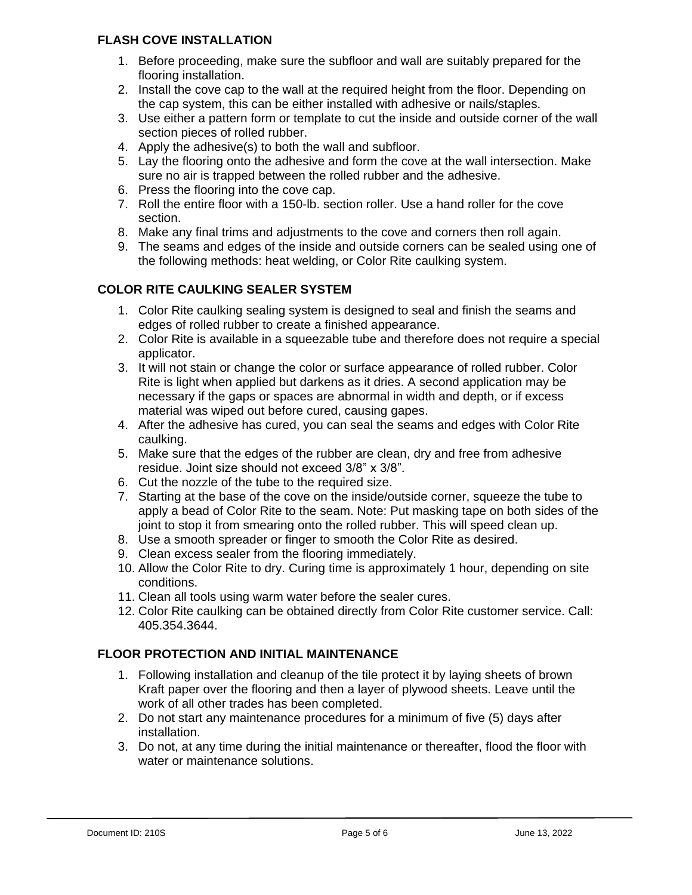### FLASH COVE INSTALLATION

1. Before proceeding, make sure the subfloor and wall are suitably prepared for the flooring installation.
2. Install the cove cap to the wall at the required height from the floor. Depending on the cap system, this can be either installed with adhesive or nails/staples.
3. Use either a pattern form or template to cut the inside and outside corner of the wall section pieces of rolled rubber.
4. Apply the adhesive(s) to both the wall and subfloor.
5. Lay the flooring onto the adhesive and form the cove at the wall intersection. Make sure no air is trapped between the rolled rubber and the adhesive.
6. Press the flooring into the cove cap.
7. Roll the entire floor with a 150-lb. section roller. Use a hand roller for the cove section.
8. Make any final trims and adjustments to the cove and corners then roll again.
9. The seams and edges of the inside and outside corners can be sealed using one of the following methods: heat welding, or Color Rite caulking system.

### COLOR RITE CAULKING SEALER SYSTEM

1. Color Rite caulking sealing system is designed to seal and finish the seams and edges of rolled rubber to create a finished appearance.
2. Color Rite is available in a squeezable tube and therefore does not require a special applicator.
3. It will not stain or change the color or surface appearance of rolled rubber. Color Rite is light when applied but darkens as it dries. A second application may be necessary if the gaps or spaces are abnormal in width and depth, or if excess material was wiped out before cured, causing gapes.
4. After the adhesive has cured, you can seal the seams and edges with Color Rite caulking.
5. Make sure that the edges of the rubber are clean, dry and free from adhesive residue. Joint size should not exceed 3/8" x 3/8".
6. Cut the nozzle of the tube to the required size.
7. Starting at the base of the cove on the inside/outside corner, squeeze the tube to apply a bead of Color Rite to the seam. Note: Put masking tape on both sides of the joint to stop it from smearing onto the rolled rubber. This will speed clean up.
8. Use a smooth spreader or finger to smooth the Color Rite as desired.
9. Clean excess sealer from the flooring immediately.
10. Allow the Color Rite to dry. Curing time is approximately 1 hour, depending on site conditions.
11. Clean all tools using warm water before the sealer cures.
12. Color Rite caulking can be obtained directly from Color Rite customer service. Call: 405.354.3644.

### FLOOR PROTECTION AND INITIAL MAINTENANCE

1. Following installation and cleanup of the tile protect it by laying sheets of brown Kraft paper over the flooring and then a layer of plywood sheets. Leave until the work of all other trades has been completed.
2. Do not start any maintenance procedures for a minimum of five (5) days after installation.
3. Do not, at any time during the initial maintenance or thereafter, flood the floor with water or maintenance solutions.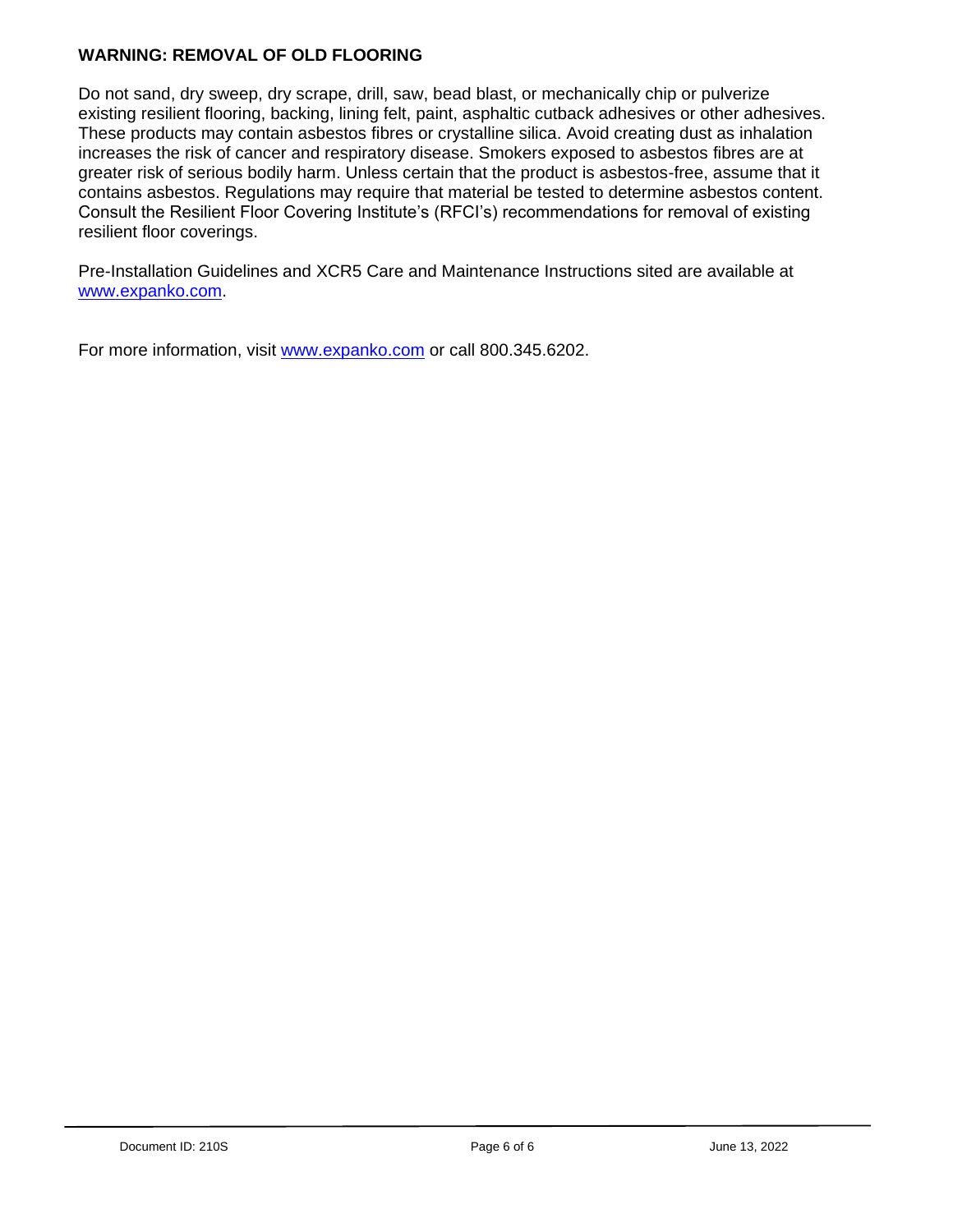**WARNING: REMOVAL OF OLD FLOORING**

Do not sand, dry sweep, dry scrape, drill, saw, bead blast, or mechanically chip or pulverize existing resilient flooring, backing, lining felt, paint, asphaltic cutback adhesives or other adhesives. These products may contain asbestos fibres or crystalline silica. Avoid creating dust as inhalation increases the risk of cancer and respiratory disease. Smokers exposed to asbestos fibres are at greater risk of serious bodily harm. Unless certain that the product is asbestos-free, assume that it contains asbestos. Regulations may require that material be tested to determine asbestos content. Consult the Resilient Floor Covering Institute's (RFCI's) recommendations for removal of existing resilient floor coverings.

Pre-Installation Guidelines and XCR5 Care and Maintenance Instructions sited are available at www.expanko.com.

For more information, visit www.expanko.com or call 800.345.6202.